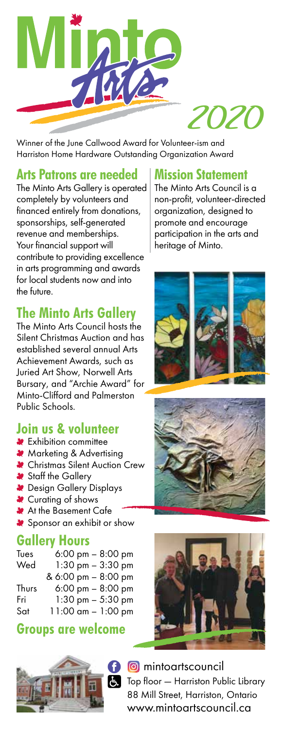# Minto Arts 2020

Winner of the June Callwood Award for Volunteer-ism and Harriston Home Hardware Outstanding Organization Award

## Arts Patrons are needed

The Minto Arts Gallery is operated completely by volunteers and financed entirely from donations, sponsorships, self-generated revenue and memberships. Your financial support will contribute to providing excellence in arts programming and awards for local students now and into the future.

## The Minto Arts Gallery

The Minto Arts Council hosts the Silent Christmas Auction and has established several annual Arts Achievement Awards, such as Juried Art Show, Norwell Arts Bursary, and "Archie Award" for Minto-Clifford and Palmerston Public Schools.

## Join us & volunteer

- Exhibition committee
- Marketing & Advertising
- Christmas Silent Auction Crew
- Staff the Gallery
- Design Gallery Displays
- Curating of shows
- At the Basement Cafe
- Sponsor an exhibit or show

## Gallery Hours

| | |
|---|---|
| Tues | 6:00 pm – 8:00 pm |
| Wed | 1:30 pm – 3:30 pm |
| | & 6:00 pm – 8:00 pm |
| Thurs | 6:00 pm – 8:00 pm |
| Fri | 1:30 pm – 5:30 pm |
| Sat | 11:00 am – 1:00 pm |

## Groups are welcome

## Mission Statement

The Minto Arts Council is a non-profit, volunteer-directed organization, designed to promote and encourage participation in the arts and heritage of Minto.

mintoartscouncil

Top floor — Harriston Public Library
88 Mill Street, Harriston, Ontario
www.mintoartscouncil.ca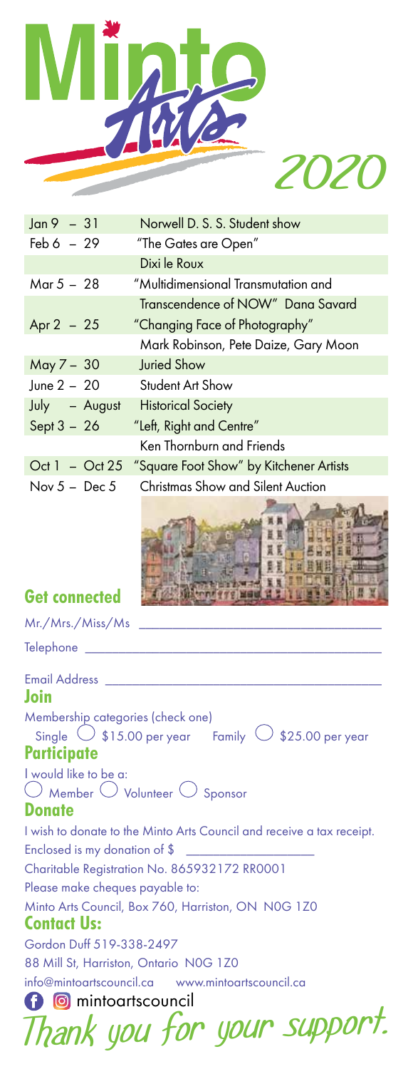# Minto Arts 2020

| | |
|---|---|
| Jan 9 – 31 | Norwell D. S. S. Student show |
| Feb 6 – 29 | "The Gates are Open" Dixi le Roux |
| Mar 5 – 28 | "Multidimensional Transmutation and Transcendence of NOW" Dana Savard |
| Apr 2 – 25 | "Changing Face of Photography" Mark Robinson, Pete Daize, Gary Moon |
| May 7 – 30 | Juried Show |
| June 2 – 20 | Student Art Show |
| July – August | Historical Society |
| Sept 3 – 26 | "Left, Right and Centre" Ken Thornburn and Friends |
| Oct 1 – Oct 25 | "Square Foot Show" by Kitchener Artists |
| Nov 5 – Dec 5 | Christmas Show and Silent Auction |

## Get connected

Mr./Mrs./Miss/Ms ___________________________________

Telephone ___________________________________________

Email Address _______________________________________

## Join

Membership categories (check one)

◯ Single $15.00 per year ◯ Family $25.00 per year

## Participate

I would like to be a:

◯ Member ◯ Volunteer ◯ Sponsor

## Donate

I wish to donate to the Minto Arts Council and receive a tax receipt.

Enclosed is my donation of $ ___________________

Charitable Registration No. 865932172 RR0001

Please make cheques payable to:

Minto Arts Council, Box 760, Harriston, ON N0G 1Z0

## Contact Us:

Gordon Duff 519-338-2497

88 Mill St, Harriston, Ontario N0G 1Z0

info@mintoartscouncil.ca www.mintoartscouncil.ca

mintoartscouncil

*Thank you for your support.*